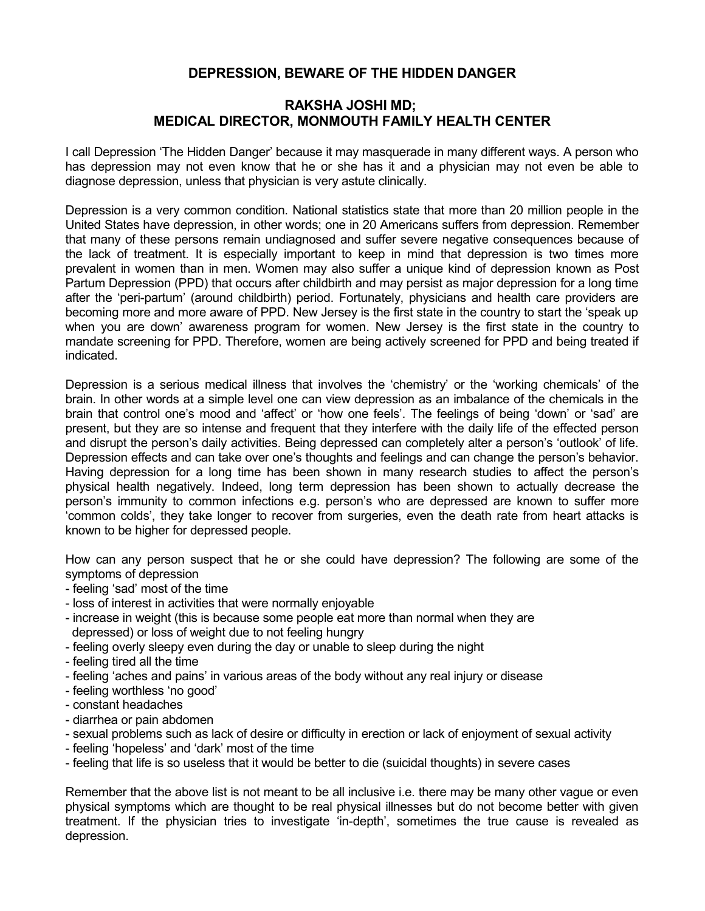# DEPRESSION, BEWARE OF THE HIDDEN DANGER

## RAKSHA JOSHI MD; MEDICAL DIRECTOR, MONMOUTH FAMILY HEALTH CENTER

I call Depression 'The Hidden Danger' because it may masquerade in many different ways. A person who has depression may not even know that he or she has it and a physician may not even be able to diagnose depression, unless that physician is very astute clinically.

Depression is a very common condition. National statistics state that more than 20 million people in the United States have depression, in other words; one in 20 Americans suffers from depression. Remember that many of these persons remain undiagnosed and suffer severe negative consequences because of the lack of treatment. It is especially important to keep in mind that depression is two times more prevalent in women than in men. Women may also suffer a unique kind of depression known as Post Partum Depression (PPD) that occurs after childbirth and may persist as major depression for a long time after the 'peri-partum' (around childbirth) period. Fortunately, physicians and health care providers are becoming more and more aware of PPD. New Jersey is the first state in the country to start the 'speak up when you are down' awareness program for women. New Jersey is the first state in the country to mandate screening for PPD. Therefore, women are being actively screened for PPD and being treated if indicated.

Depression is a serious medical illness that involves the 'chemistry' or the 'working chemicals' of the brain. In other words at a simple level one can view depression as an imbalance of the chemicals in the brain that control one's mood and 'affect' or 'how one feels'. The feelings of being 'down' or 'sad' are present, but they are so intense and frequent that they interfere with the daily life of the effected person and disrupt the person's daily activities. Being depressed can completely alter a person's 'outlook' of life. Depression effects and can take over one's thoughts and feelings and can change the person's behavior. Having depression for a long time has been shown in many research studies to affect the person's physical health negatively. Indeed, long term depression has been shown to actually decrease the person's immunity to common infections e.g. person's who are depressed are known to suffer more 'common colds', they take longer to recover from surgeries, even the death rate from heart attacks is known to be higher for depressed people.

How can any person suspect that he or she could have depression? The following are some of the symptoms of depression

- feeling 'sad' most of the time
- loss of interest in activities that were normally enjoyable
- increase in weight (this is because some people eat more than normal when they are depressed) or loss of weight due to not feeling hungry
- feeling overly sleepy even during the day or unable to sleep during the night
- feeling tired all the time
- feeling 'aches and pains' in various areas of the body without any real injury or disease
- feeling worthless 'no good'
- constant headaches
- diarrhea or pain abdomen
- sexual problems such as lack of desire or difficulty in erection or lack of enjoyment of sexual activity
- feeling 'hopeless' and 'dark' most of the time
- feeling that life is so useless that it would be better to die (suicidal thoughts) in severe cases

Remember that the above list is not meant to be all inclusive i.e. there may be many other vague or even physical symptoms which are thought to be real physical illnesses but do not become better with given treatment. If the physician tries to investigate 'in-depth', sometimes the true cause is revealed as depression.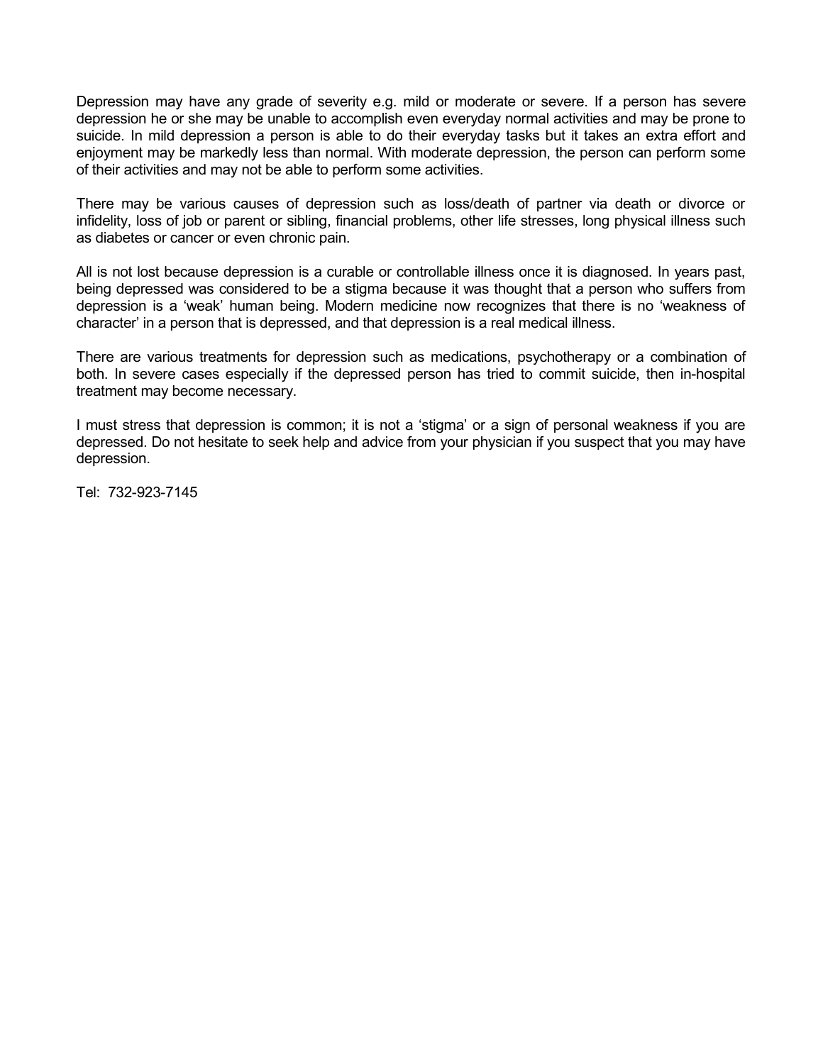Depression may have any grade of severity e.g. mild or moderate or severe. If a person has severe depression he or she may be unable to accomplish even everyday normal activities and may be prone to suicide. In mild depression a person is able to do their everyday tasks but it takes an extra effort and enjoyment may be markedly less than normal. With moderate depression, the person can perform some of their activities and may not be able to perform some activities.

There may be various causes of depression such as loss/death of partner via death or divorce or infidelity, loss of job or parent or sibling, financial problems, other life stresses, long physical illness such as diabetes or cancer or even chronic pain.

All is not lost because depression is a curable or controllable illness once it is diagnosed. In years past, being depressed was considered to be a stigma because it was thought that a person who suffers from depression is a 'weak' human being. Modern medicine now recognizes that there is no 'weakness of character' in a person that is depressed, and that depression is a real medical illness.

There are various treatments for depression such as medications, psychotherapy or a combination of both. In severe cases especially if the depressed person has tried to commit suicide, then in-hospital treatment may become necessary.

I must stress that depression is common; it is not a 'stigma' or a sign of personal weakness if you are depressed. Do not hesitate to seek help and advice from your physician if you suspect that you may have depression.

Tel: 732-923-7145